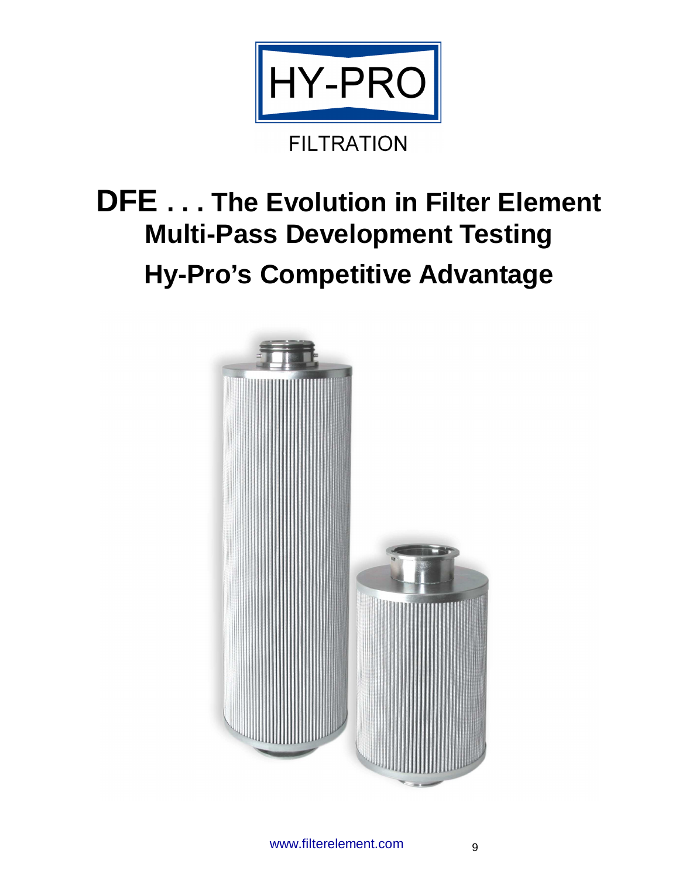HY-PRO

FILTRATION

# DFE . . . The Evolution in Filter Element Multi-Pass Development Testing

## Hy-Pro's Competitive Advantage

www.filterelement.com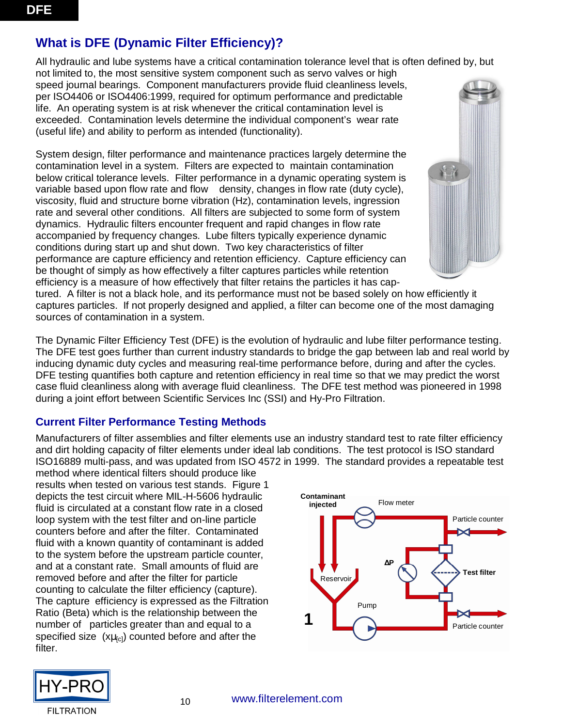## What is DFE (Dynamic Filter Efficiency)?

All hydraulic and lube systems have a critical contamination tolerance level that is often defined by, but not limited to, the most sensitive system component such as servo valves or high speed journal bearings. Component manufacturers provide fluid cleanliness levels, per ISO4406 or ISO4406:1999, required for optimum performance and predictable life. An operating system is at risk whenever the critical contamination level is exceeded. Contamination levels determine the individual component's wear rate (useful life) and ability to perform as intended (functionality).

System design, filter performance and maintenance practices largely determine the contamination level in a system. Filters are expected to maintain contamination below critical tolerance levels. Filter performance in a dynamic operating system is variable based upon flow rate and flow density, changes in flow rate (duty cycle), viscosity, fluid and structure borne vibration (Hz), contamination levels, ingression rate and several other conditions. All filters are subjected to some form of system dynamics. Hydraulic filters encounter frequent and rapid changes in flow rate accompanied by frequency changes. Lube filters typically experience dynamic conditions during start up and shut down. Two key characteristics of filter performance are capture efficiency and retention efficiency. Capture efficiency can be thought of simply as how effectively a filter captures particles while retention efficiency is a measure of how effectively that filter retains the particles it has captured. A filter is not a black hole, and its performance must not be based solely on how efficiently it captures particles. If not properly designed and applied, a filter can become one of the most damaging sources of contamination in a system.

The Dynamic Filter Efficiency Test (DFE) is the evolution of hydraulic and lube filter performance testing. The DFE test goes further than current industry standards to bridge the gap between lab and real world by inducing dynamic duty cycles and measuring real-time performance before, during and after the cycles. DFE testing quantifies both capture and retention efficiency in real time so that we may predict the worst case fluid cleanliness along with average fluid cleanliness. The DFE test method was pioneered in 1998 during a joint effort between Scientific Services Inc (SSI) and Hy-Pro Filtration.

### Current Filter Performance Testing Methods

Manufacturers of filter assemblies and filter elements use an industry standard test to rate filter efficiency and dirt holding capacity of filter elements under ideal lab conditions. The test protocol is ISO standard ISO16889 multi-pass, and was updated from ISO 4572 in 1999. The standard provides a repeatable test method where identical filters should produce like results when tested on various test stands. Figure 1 depicts the test circuit where MIL-H-5606 hydraulic fluid is circulated at a constant flow rate in a closed loop system with the test filter and on-line particle counters before and after the filter. Contaminated fluid with a known quantity of contaminant is added to the system before the upstream particle counter, and at a constant rate. Small amounts of fluid are removed before and after the filter for particle counting to calculate the filter efficiency (capture). The capture efficiency is expressed as the Filtration Ratio (Beta) which is the relationship between the number of particles greater than and equal to a specified size ($x\mu_{[c]}$) counted before and after the filter.

Contaminant injected | Flow meter | Particle counter | ΔP | Test filter | Reservoir | Pump | Particle counter

1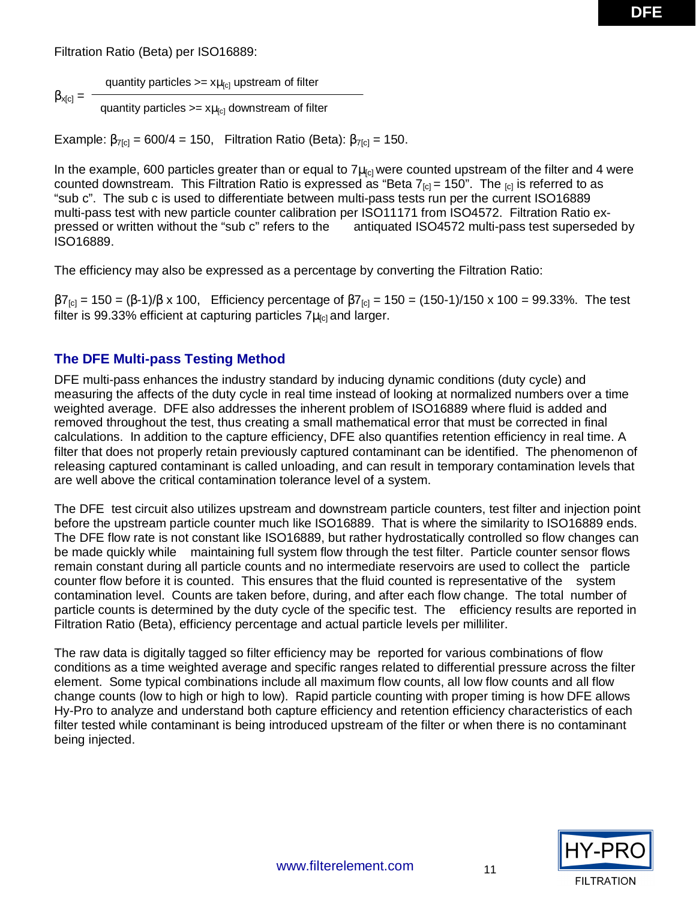Filtration Ratio (Beta) per ISO16889:

$$\beta_{x[c]} = \frac{\text{quantity particles} >= x\mu_{[c]} \text{ upstream of filter}}{\text{quantity particles} >= x\mu_{[c]} \text{ downstream of filter}}$$

Example: $\beta_{7[c]} = 600/4 = 150$, Filtration Ratio (Beta): $\beta_{7[c]} = 150$.

In the example, 600 particles greater than or equal to $7\mu_{[c]}$ were counted upstream of the filter and 4 were counted downstream. This Filtration Ratio is expressed as "Beta $7_{[c]} = 150$". The $_{[c]}$ is referred to as "sub c". The sub c is used to differentiate between multi-pass tests run per the current ISO16889 multi-pass test with new particle counter calibration per ISO11171 from ISO4572. Filtration Ratio expressed or written without the "sub c" refers to the antiquated ISO4572 multi-pass test superseded by ISO16889.

The efficiency may also be expressed as a percentage by converting the Filtration Ratio:

$\beta 7_{[c]} = 150 = (\beta-1)/\beta \times 100$, Efficiency percentage of $\beta 7_{[c]} = 150 = (150-1)/150 \times 100 = 99.33\%$. The test filter is 99.33% efficient at capturing particles $7\mu_{[c]}$ and larger.

## The DFE Multi-pass Testing Method

DFE multi-pass enhances the industry standard by inducing dynamic conditions (duty cycle) and measuring the affects of the duty cycle in real time instead of looking at normalized numbers over a time weighted average. DFE also addresses the inherent problem of ISO16889 where fluid is added and removed throughout the test, thus creating a small mathematical error that must be corrected in final calculations. In addition to the capture efficiency, DFE also quantifies retention efficiency in real time. A filter that does not properly retain previously captured contaminant can be identified. The phenomenon of releasing captured contaminant is called unloading, and can result in temporary contamination levels that are well above the critical contamination tolerance level of a system.

The DFE test circuit also utilizes upstream and downstream particle counters, test filter and injection point before the upstream particle counter much like ISO16889. That is where the similarity to ISO16889 ends. The DFE flow rate is not constant like ISO16889, but rather hydrostatically controlled so flow changes can be made quickly while maintaining full system flow through the test filter. Particle counter sensor flows remain constant during all particle counts and no intermediate reservoirs are used to collect the particle counter flow before it is counted. This ensures that the fluid counted is representative of the system contamination level. Counts are taken before, during, and after each flow change. The total number of particle counts is determined by the duty cycle of the specific test. The efficiency results are reported in Filtration Ratio (Beta), efficiency percentage and actual particle levels per milliliter.

The raw data is digitally tagged so filter efficiency may be reported for various combinations of flow conditions as a time weighted average and specific ranges related to differential pressure across the filter element. Some typical combinations include all maximum flow counts, all low flow counts and all flow change counts (low to high or high to low). Rapid particle counting with proper timing is how DFE allows Hy-Pro to analyze and understand both capture efficiency and retention efficiency characteristics of each filter tested while contaminant is being introduced upstream of the filter or when there is no contaminant being injected.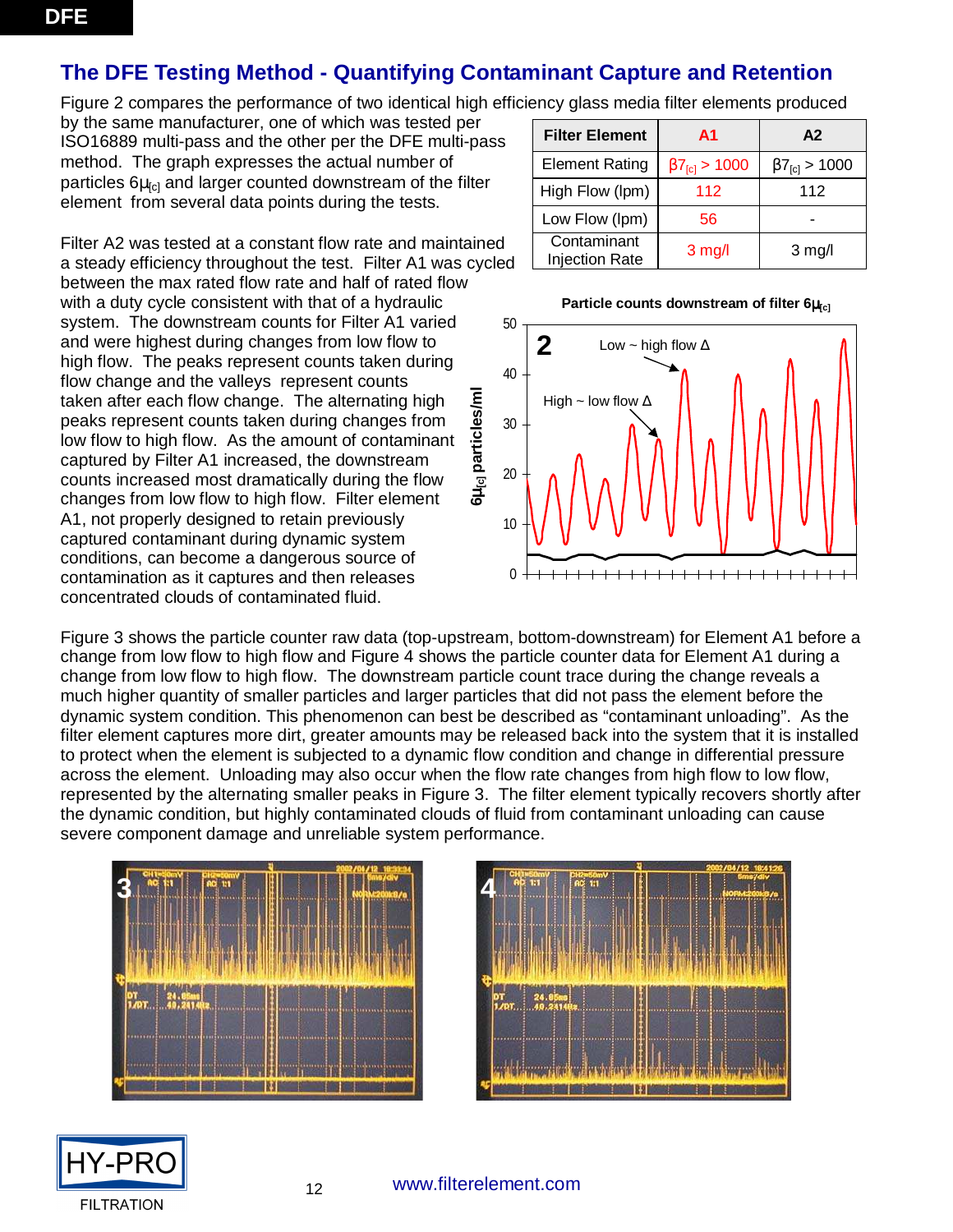## The DFE Testing Method - Quantifying Contaminant Capture and Retention

Figure 2 compares the performance of two identical high efficiency glass media filter elements produced by the same manufacturer, one of which was tested per ISO16889 multi-pass and the other per the DFE multi-pass method. The graph expresses the actual number of particles $6\mu_{[c]}$ and larger counted downstream of the filter element from several data points during the tests.

| Filter Element | A1 | A2 |
|---|---|---|
| Element Rating | $\beta 7_{[c]} > 1000$ | $\beta 7_{[c]} > 1000$ |
| High Flow (lpm) | 112 | 112 |
| Low Flow (lpm) | 56 | - |
| Contaminant Injection Rate | 3 mg/l | 3 mg/l |

Filter A2 was tested at a constant flow rate and maintained a steady efficiency throughout the test. Filter A1 was cycled between the max rated flow rate and half of rated flow with a duty cycle consistent with that of a hydraulic system. The downstream counts for Filter A1 varied and were highest during changes from low flow to high flow. The peaks represent counts taken during flow change and the valleys represent counts taken after each flow change. The alternating high peaks represent counts taken during changes from low flow to high flow. As the amount of contaminant captured by Filter A1 increased, the downstream counts increased most dramatically during the flow changes from low flow to high flow. Filter element A1, not properly designed to retain previously captured contaminant during dynamic system conditions, can become a dangerous source of contamination as it captures and then releases concentrated clouds of contaminated fluid.

Particle counts downstream of filter $6\mu_{[c]}$

Figure 3 shows the particle counter raw data (top-upstream, bottom-downstream) for Element A1 before a change from low flow to high flow and Figure 4 shows the particle counter data for Element A1 during a change from low flow to high flow. The downstream particle count trace during the change reveals a much higher quantity of smaller particles and larger particles that did not pass the element before the dynamic system condition. This phenomenon can best be described as "contaminant unloading". As the filter element captures more dirt, greater amounts may be released back into the system that it is installed to protect when the element is subjected to a dynamic flow condition and change in differential pressure across the element. Unloading may also occur when the flow rate changes from high flow to low flow, represented by the alternating smaller peaks in Figure 3. The filter element typically recovers shortly after the dynamic condition, but highly contaminated clouds of fluid from contaminant unloading can cause severe component damage and unreliable system performance.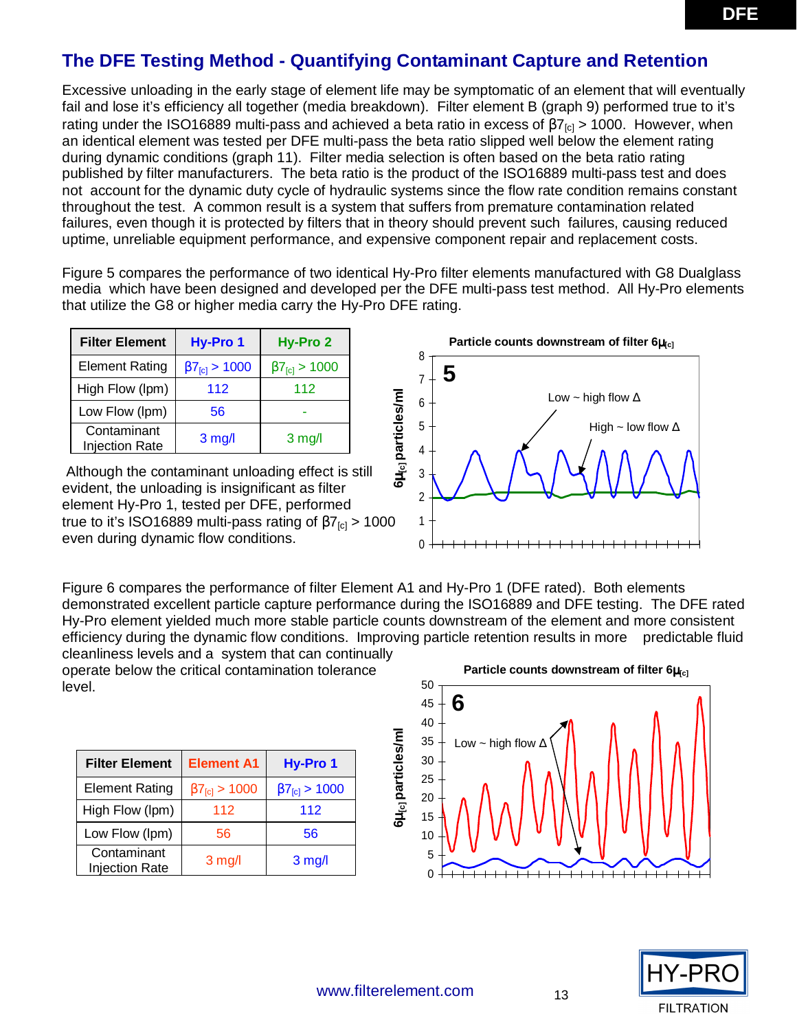## The DFE Testing Method - Quantifying Contaminant Capture and Retention

Excessive unloading in the early stage of element life may be symptomatic of an element that will eventually fail and lose it's efficiency all together (media breakdown). Filter element B (graph 9) performed true to it's rating under the ISO16889 multi-pass and achieved a beta ratio in excess of $\beta 7_{[c]} > 1000$. However, when an identical element was tested per DFE multi-pass the beta ratio slipped well below the element rating during dynamic conditions (graph 11). Filter media selection is often based on the beta ratio rating published by filter manufacturers. The beta ratio is the product of the ISO16889 multi-pass test and does not account for the dynamic duty cycle of hydraulic systems since the flow rate condition remains constant throughout the test. A common result is a system that suffers from premature contamination related failures, even though it is protected by filters that in theory should prevent such failures, causing reduced uptime, unreliable equipment performance, and expensive component repair and replacement costs.

Figure 5 compares the performance of two identical Hy-Pro filter elements manufactured with G8 Dualglass media which have been designed and developed per the DFE multi-pass test method. All Hy-Pro elements that utilize the G8 or higher media carry the Hy-Pro DFE rating.

| Filter Element | Hy-Pro 1 | Hy-Pro 2 |
|---|---|---|
| Element Rating | $\beta 7_{[c]} > 1000$ | $\beta 7_{[c]} > 1000$ |
| High Flow (lpm) | 112 | 112 |
| Low Flow (lpm) | 56 | - |
| Contaminant Injection Rate | 3 mg/l | 3 mg/l |

Although the contaminant unloading effect is still evident, the unloading is insignificant as filter element Hy-Pro 1, tested per DFE, performed true to it's ISO16889 multi-pass rating of $\beta 7_{[c]} > 1000$ even during dynamic flow conditions.

Particle counts downstream of filter $6\mu_{[c]}$

Figure 6 compares the performance of filter Element A1 and Hy-Pro 1 (DFE rated). Both elements demonstrated excellent particle capture performance during the ISO16889 and DFE testing. The DFE rated Hy-Pro element yielded much more stable particle counts downstream of the element and more consistent efficiency during the dynamic flow conditions. Improving particle retention results in more predictable fluid cleanliness levels and a system that can continually operate below the critical contamination tolerance level.

| Filter Element | Element A1 | Hy-Pro 1 |
|---|---|---|
| Element Rating | $\beta 7_{[c]} > 1000$ | $\beta 7_{[c]} > 1000$ |
| High Flow (lpm) | 112 | 112 |
| Low Flow (lpm) | 56 | 56 |
| Contaminant Injection Rate | 3 mg/l | 3 mg/l |

Particle counts downstream of filter $6\mu_{[c]}$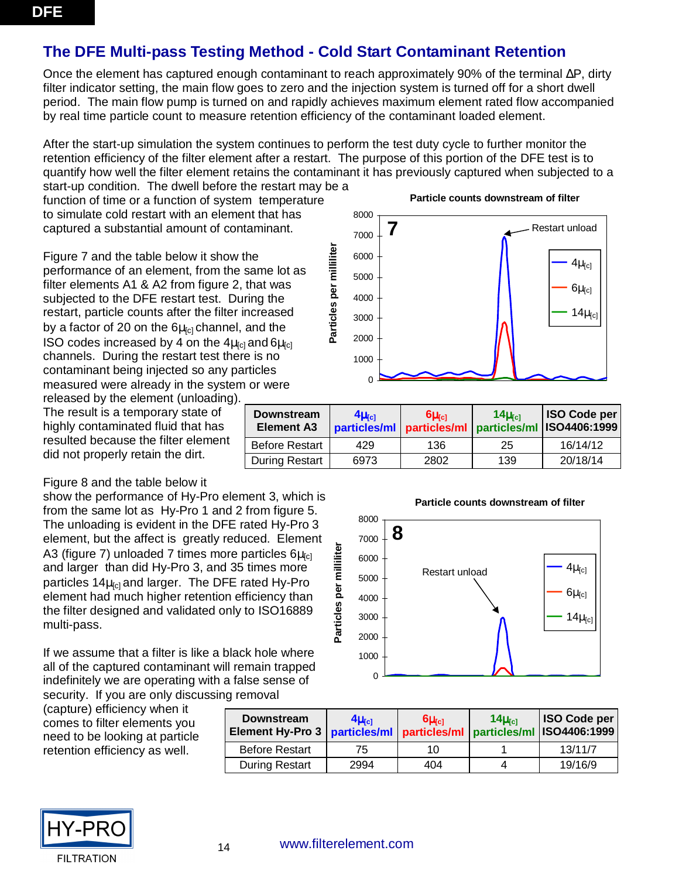## The DFE Multi-pass Testing Method - Cold Start Contaminant Retention

Once the element has captured enough contaminant to reach approximately 90% of the terminal ΔP, dirty filter indicator setting, the main flow goes to zero and the injection system is turned off for a short dwell period. The main flow pump is turned on and rapidly achieves maximum element rated flow accompanied by real time particle count to measure retention efficiency of the contaminant loaded element.

After the start-up simulation the system continues to perform the test duty cycle to further monitor the retention efficiency of the filter element after a restart. The purpose of this portion of the DFE test is to quantify how well the filter element retains the contaminant it has previously captured when subjected to a start-up condition. The dwell before the restart may be a function of time or a function of system temperature to simulate cold restart with an element that has captured a substantial amount of contaminant.

Figure 7 and the table below it show the performance of an element, from the same lot as filter elements A1 & A2 from figure 2, that was subjected to the DFE restart test. During the restart, particle counts after the filter increased by a factor of 20 on the $6\mu_{[c]}$ channel, and the ISO codes increased by 4 on the $4\mu_{[c]}$ and $6\mu_{[c]}$ channels. During the restart test there is no contaminant being injected so any particles measured were already in the system or were released by the element (unloading). The result is a temporary state of highly contaminated fluid that has resulted because the filter element did not properly retain the dirt.

| Downstream Element A3 | $4\mu_{[c]}$ particles/ml | $6\mu_{[c]}$ particles/ml | $14\mu_{[c]}$ particles/ml | ISO Code per ISO4406:1999 |
|---|---|---|---|---|
| Before Restart | 429 | 136 | 25 | 16/14/12 |
| During Restart | 6973 | 2802 | 139 | 20/18/14 |

Figure 8 and the table below it show the performance of Hy-Pro element 3, which is from the same lot as Hy-Pro 1 and 2 from figure 5. The unloading is evident in the DFE rated Hy-Pro 3 element, but the affect is greatly reduced. Element A3 (figure 7) unloaded 7 times more particles $6\mu_{[c]}$ and larger than did Hy-Pro 3, and 35 times more particles $14\mu_{[c]}$ and larger. The DFE rated Hy-Pro element had much higher retention efficiency than the filter designed and validated only to ISO16889 multi-pass.

| Downstream Element Hy-Pro 3 | $4\mu_{[c]}$ particles/ml | $6\mu_{[c]}$ particles/ml | $14\mu_{[c]}$ particles/ml | ISO Code per ISO4406:1999 |
|---|---|---|---|---|
| Before Restart | 75 | 10 | 1 | 13/11/7 |
| During Restart | 2994 | 404 | 4 | 19/16/9 |

If we assume that a filter is like a black hole where all of the captured contaminant will remain trapped indefinitely we are operating with a false sense of security. If you are only discussing removal (capture) efficiency when it comes to filter elements you need to be looking at particle retention efficiency as well.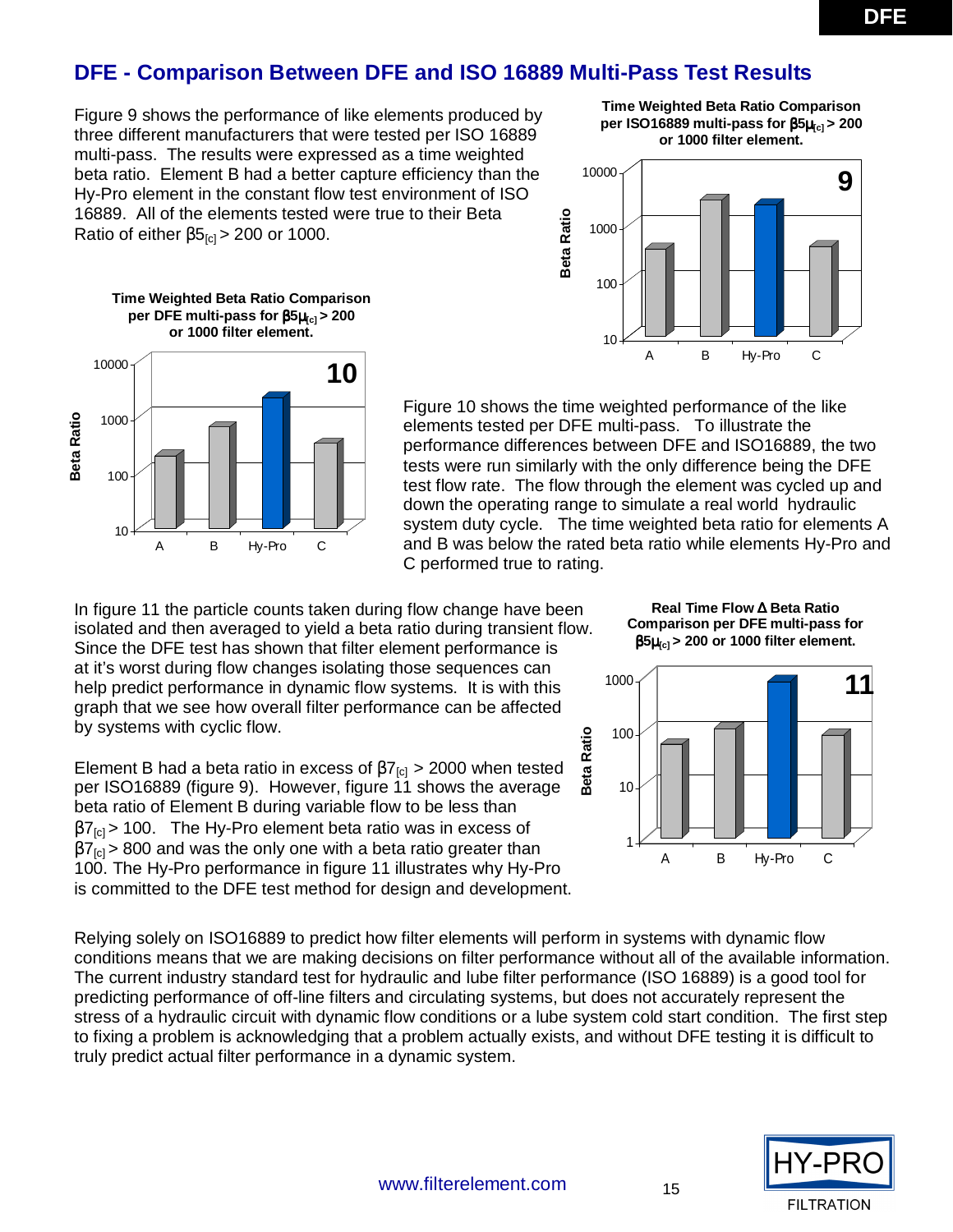## DFE - Comparison Between DFE and ISO 16889 Multi-Pass Test Results

Figure 9 shows the performance of like elements produced by three different manufacturers that were tested per ISO 16889 multi-pass. The results were expressed as a time weighted beta ratio. Element B had a better capture efficiency than the Hy-Pro element in the constant flow test environment of ISO 16889. All of the elements tested were true to their Beta Ratio of either $\beta 5_{[c]} > 200$ or 1000.

**Time Weighted Beta Ratio Comparison per ISO16889 multi-pass for $\beta 5\mu_{[c]} > 200$ or 1000 filter element.**

**Time Weighted Beta Ratio Comparison per DFE multi-pass for $\beta 5\mu_{[c]} > 200$ or 1000 filter element.**

Figure 10 shows the time weighted performance of the like elements tested per DFE multi-pass. To illustrate the performance differences between DFE and ISO16889, the two tests were run similarly with the only difference being the DFE test flow rate. The flow through the element was cycled up and down the operating range to simulate a real world hydraulic system duty cycle. The time weighted beta ratio for elements A and B was below the rated beta ratio while elements Hy-Pro and C performed true to rating.

In figure 11 the particle counts taken during flow change have been isolated and then averaged to yield a beta ratio during transient flow. Since the DFE test has shown that filter element performance is at it's worst during flow changes isolating those sequences can help predict performance in dynamic flow systems. It is with this graph that we see how overall filter performance can be affected by systems with cyclic flow.

Element B had a beta ratio in excess of $\beta 7_{[c]} > 2000$ when tested per ISO16889 (figure 9). However, figure 11 shows the average beta ratio of Element B during variable flow to be less than $\beta 7_{[c]} > 100$. The Hy-Pro element beta ratio was in excess of $\beta 7_{[c]} > 800$ and was the only one with a beta ratio greater than 100. The Hy-Pro performance in figure 11 illustrates why Hy-Pro is committed to the DFE test method for design and development.

**Real Time Flow Δ Beta Ratio Comparison per DFE multi-pass for $\beta 5\mu_{[c]} > 200$ or 1000 filter element.**

Relying solely on ISO16889 to predict how filter elements will perform in systems with dynamic flow conditions means that we are making decisions on filter performance without all of the available information. The current industry standard test for hydraulic and lube filter performance (ISO 16889) is a good tool for predicting performance of off-line filters and circulating systems, but does not accurately represent the stress of a hydraulic circuit with dynamic flow conditions or a lube system cold start condition. The first step to fixing a problem is acknowledging that a problem actually exists, and without DFE testing it is difficult to truly predict actual filter performance in a dynamic system.

www.filterelement.com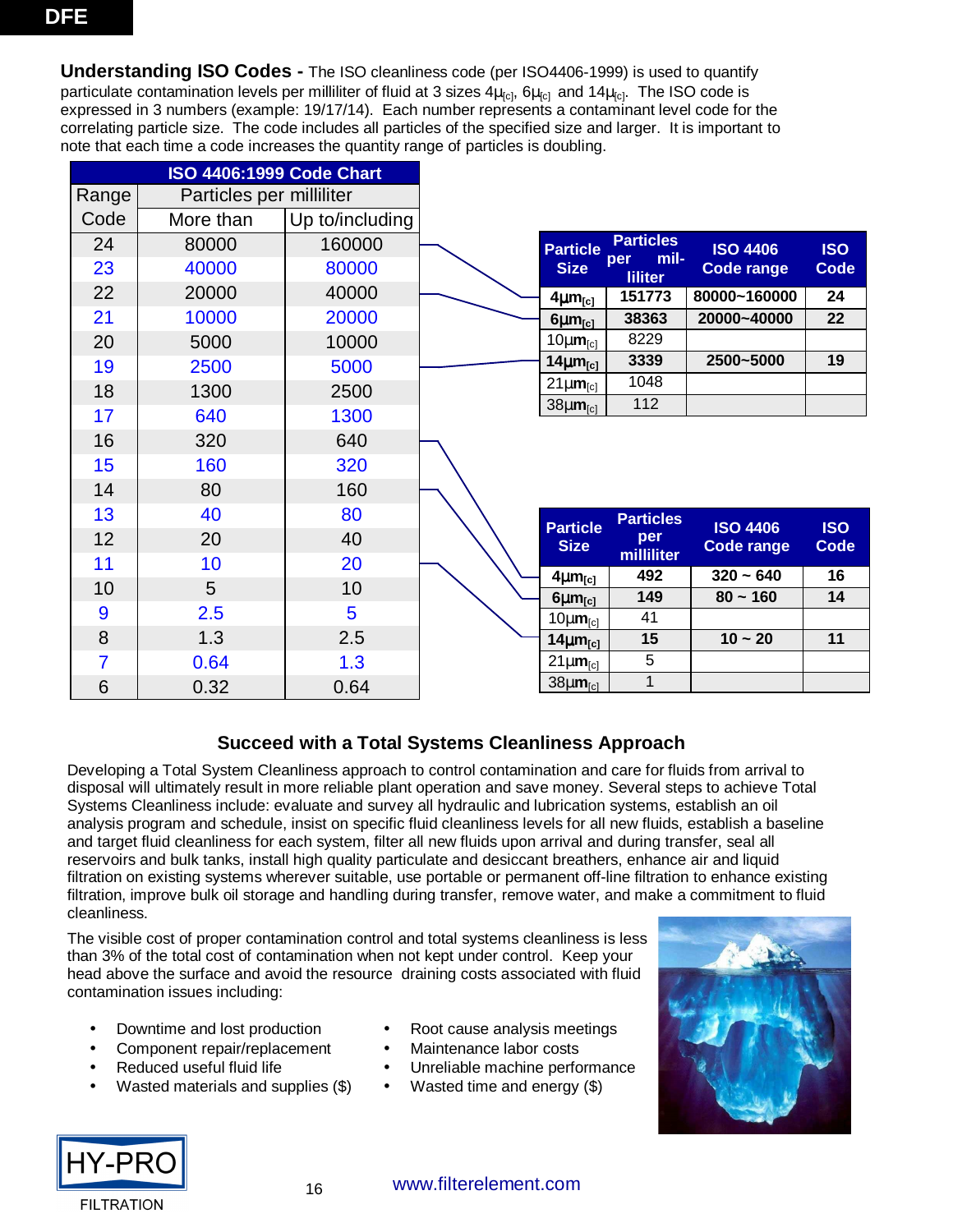**Understanding ISO Codes -** The ISO cleanliness code (per ISO4406-1999) is used to quantify particulate contamination levels per milliliter of fluid at 3 sizes 4μ[c], 6μ[c] and 14μ[c]. The ISO code is expressed in 3 numbers (example: 19/17/14). Each number represents a contaminant level code for the correlating particle size. The code includes all particles of the specified size and larger. It is important to note that each time a code increases the quantity range of particles is doubling.

**ISO 4406:1999 Code Chart**

| Range Code | Particles per milliliter: More than | Particles per milliliter: Up to/including |
|---|---|---|
| 24 | 80000 | 160000 |
| 23 | 40000 | 80000 |
| 22 | 20000 | 40000 |
| 21 | 10000 | 20000 |
| 20 | 5000 | 10000 |
| 19 | 2500 | 5000 |
| 18 | 1300 | 2500 |
| 17 | 640 | 1300 |
| 16 | 320 | 640 |
| 15 | 160 | 320 |
| 14 | 80 | 160 |
| 13 | 40 | 80 |
| 12 | 20 | 40 |
| 11 | 10 | 20 |
| 10 | 5 | 10 |
| 9 | 2.5 | 5 |
| 8 | 1.3 | 2.5 |
| 7 | 0.64 | 1.3 |
| 6 | 0.32 | 0.64 |

| Particle Size | Particles per milliliter | ISO 4406 Code range | ISO Code |
|---|---|---|---|
| **4μm[c]** | **151773** | **80000~160000** | **24** |
| **6μm[c]** | **38363** | **20000~40000** | **22** |
| 10μm[c] | 8229 | | |
| **14μm[c]** | **3339** | **2500~5000** | **19** |
| 21μm[c] | 1048 | | |
| 38μm[c] | 112 | | |

| Particle Size | Particles per milliliter | ISO 4406 Code range | ISO Code |
|---|---|---|---|
| **4μm[c]** | **492** | **320 ~ 640** | **16** |
| **6μm[c]** | **149** | **80 ~ 160** | **14** |
| 10μm[c] | 41 | | |
| **14μm[c]** | **15** | **10 ~ 20** | **11** |
| 21μm[c] | 5 | | |
| 38μm[c] | 1 | | |

## Succeed with a Total Systems Cleanliness Approach

Developing a Total System Cleanliness approach to control contamination and care for fluids from arrival to disposal will ultimately result in more reliable plant operation and save money. Several steps to achieve Total Systems Cleanliness include: evaluate and survey all hydraulic and lubrication systems, establish an oil analysis program and schedule, insist on specific fluid cleanliness levels for all new fluids, establish a baseline and target fluid cleanliness for each system, filter all new fluids upon arrival and during transfer, seal all reservoirs and bulk tanks, install high quality particulate and desiccant breathers, enhance air and liquid filtration on existing systems wherever suitable, use portable or permanent off-line filtration to enhance existing filtration, improve bulk oil storage and handling during transfer, remove water, and make a commitment to fluid cleanliness.

The visible cost of proper contamination control and total systems cleanliness is less than 3% of the total cost of contamination when not kept under control. Keep your head above the surface and avoid the resource draining costs associated with fluid contamination issues including:

- Downtime and lost production
- Component repair/replacement
- Reduced useful fluid life
- Wasted materials and supplies ($)
- Root cause analysis meetings
- Maintenance labor costs
- Unreliable machine performance
- Wasted time and energy ($)

HY-PRO FILTRATION

www.filterelement.com